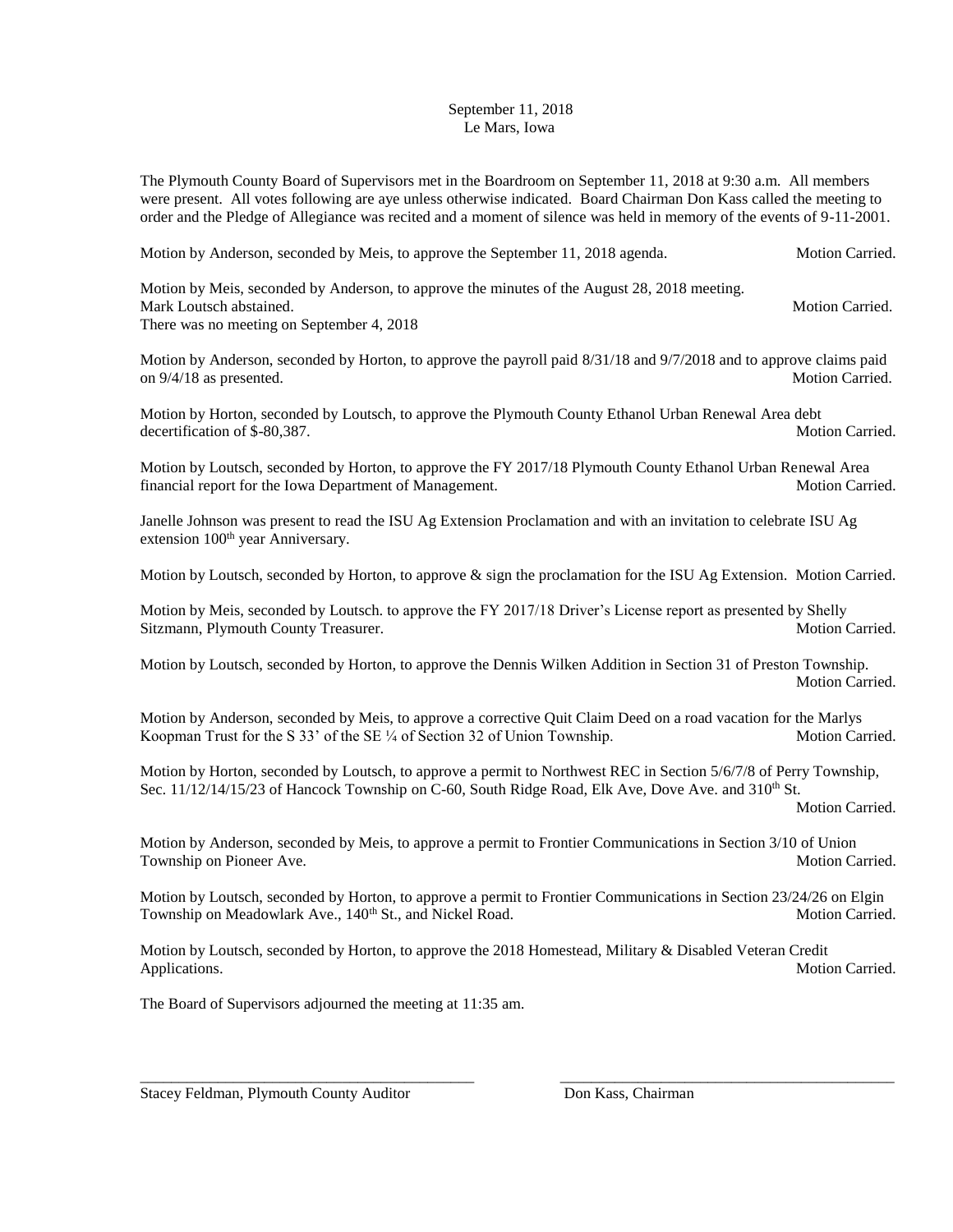September 11, 2018
Le Mars, Iowa

The Plymouth County Board of Supervisors met in the Boardroom on September 11, 2018 at 9:30 a.m. All members were present. All votes following are aye unless otherwise indicated. Board Chairman Don Kass called the meeting to order and the Pledge of Allegiance was recited and a moment of silence was held in memory of the events of 9-11-2001.

Motion by Anderson, seconded by Meis, to approve the September 11, 2018 agenda. Motion Carried.

Motion by Meis, seconded by Anderson, to approve the minutes of the August 28, 2018 meeting.
Mark Loutsch abstained. Motion Carried.
There was no meeting on September 4, 2018

Motion by Anderson, seconded by Horton, to approve the payroll paid 8/31/18 and 9/7/2018 and to approve claims paid on 9/4/18 as presented. Motion Carried.

Motion by Horton, seconded by Loutsch, to approve the Plymouth County Ethanol Urban Renewal Area debt decertification of $-80,387. Motion Carried.

Motion by Loutsch, seconded by Horton, to approve the FY 2017/18 Plymouth County Ethanol Urban Renewal Area financial report for the Iowa Department of Management. Motion Carried.

Janelle Johnson was present to read the ISU Ag Extension Proclamation and with an invitation to celebrate ISU Ag extension 100th year Anniversary.

Motion by Loutsch, seconded by Horton, to approve & sign the proclamation for the ISU Ag Extension. Motion Carried.

Motion by Meis, seconded by Loutsch. to approve the FY 2017/18 Driver's License report as presented by Shelly Sitzmann, Plymouth County Treasurer. Motion Carried.

Motion by Loutsch, seconded by Horton, to approve the Dennis Wilken Addition in Section 31 of Preston Township. Motion Carried.

Motion by Anderson, seconded by Meis, to approve a corrective Quit Claim Deed on a road vacation for the Marlys Koopman Trust for the S 33' of the SE ¼ of Section 32 of Union Township. Motion Carried.

Motion by Horton, seconded by Loutsch, to approve a permit to Northwest REC in Section 5/6/7/8 of Perry Township, Sec. 11/12/14/15/23 of Hancock Township on C-60, South Ridge Road, Elk Ave, Dove Ave. and 310th St. Motion Carried.

Motion by Anderson, seconded by Meis, to approve a permit to Frontier Communications in Section 3/10 of Union Township on Pioneer Ave. Motion Carried.

Motion by Loutsch, seconded by Horton, to approve a permit to Frontier Communications in Section 23/24/26 on Elgin Township on Meadowlark Ave., 140th St., and Nickel Road. Motion Carried.

Motion by Loutsch, seconded by Horton, to approve the 2018 Homestead, Military & Disabled Veteran Credit Applications. Motion Carried.

The Board of Supervisors adjourned the meeting at 11:35 am.

\_\_\_\_\_\_\_\_\_\_\_\_\_\_\_\_\_\_\_\_\_\_\_\_\_\_\_\_\_\_\_\_\_\_\_\_\_\_\_\_ \_\_\_\_\_\_\_\_\_\_\_\_\_\_\_\_\_\_\_\_\_\_\_\_\_\_\_\_\_\_\_\_\_\_\_\_\_\_\_\_

Stacey Feldman, Plymouth County Auditor Don Kass, Chairman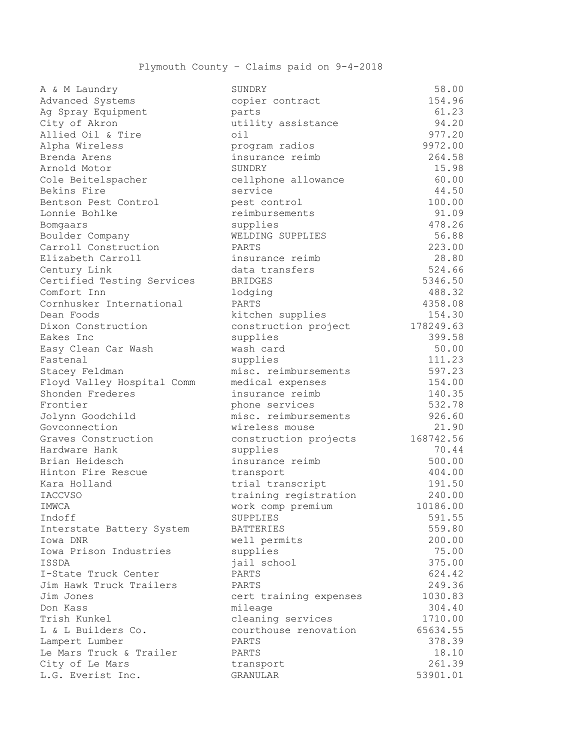Plymouth County – Claims paid on 9-4-2018

| | | |
|---|---|---|
| A & M Laundry | SUNDRY | 58.00 |
| Advanced Systems | copier contract | 154.96 |
| Ag Spray Equipment | parts | 61.23 |
| City of Akron | utility assistance | 94.20 |
| Allied Oil & Tire | oil | 977.20 |
| Alpha Wireless | program radios | 9972.00 |
| Brenda Arens | insurance reimb | 264.58 |
| Arnold Motor | SUNDRY | 15.98 |
| Cole Beitelspacher | cellphone allowance | 60.00 |
| Bekins Fire | service | 44.50 |
| Bentson Pest Control | pest control | 100.00 |
| Lonnie Bohlke | reimbursements | 91.09 |
| Bomgaars | supplies | 478.26 |
| Boulder Company | WELDING SUPPLIES | 56.88 |
| Carroll Construction | PARTS | 223.00 |
| Elizabeth Carroll | insurance reimb | 28.80 |
| Century Link | data transfers | 524.66 |
| Certified Testing Services | BRIDGES | 5346.50 |
| Comfort Inn | lodging | 488.32 |
| Cornhusker International | PARTS | 4358.08 |
| Dean Foods | kitchen supplies | 154.30 |
| Dixon Construction | construction project | 178249.63 |
| Eakes Inc | supplies | 399.58 |
| Easy Clean Car Wash | wash card | 50.00 |
| Fastenal | supplies | 111.23 |
| Stacey Feldman | misc. reimbursements | 597.23 |
| Floyd Valley Hospital Comm | medical expenses | 154.00 |
| Shonden Frederes | insurance reimb | 140.35 |
| Frontier | phone services | 532.78 |
| Jolynn Goodchild | misc. reimbursements | 926.60 |
| Govconnection | wireless mouse | 21.90 |
| Graves Construction | construction projects | 168742.56 |
| Hardware Hank | supplies | 70.44 |
| Brian Heidesch | insurance reimb | 500.00 |
| Hinton Fire Rescue | transport | 404.00 |
| Kara Holland | trial transcript | 191.50 |
| IACCVSO | training registration | 240.00 |
| IMWCA | work comp premium | 10186.00 |
| Indoff | SUPPLIES | 591.55 |
| Interstate Battery System | BATTERIES | 559.80 |
| Iowa DNR | well permits | 200.00 |
| Iowa Prison Industries | supplies | 75.00 |
| ISSDA | jail school | 375.00 |
| I-State Truck Center | PARTS | 624.42 |
| Jim Hawk Truck Trailers | PARTS | 249.36 |
| Jim Jones | cert training expenses | 1030.83 |
| Don Kass | mileage | 304.40 |
| Trish Kunkel | cleaning services | 1710.00 |
| L & L Builders Co. | courthouse renovation | 65634.55 |
| Lampert Lumber | PARTS | 378.39 |
| Le Mars Truck & Trailer | PARTS | 18.10 |
| City of Le Mars | transport | 261.39 |
| L.G. Everist Inc. | GRANULAR | 53901.01 |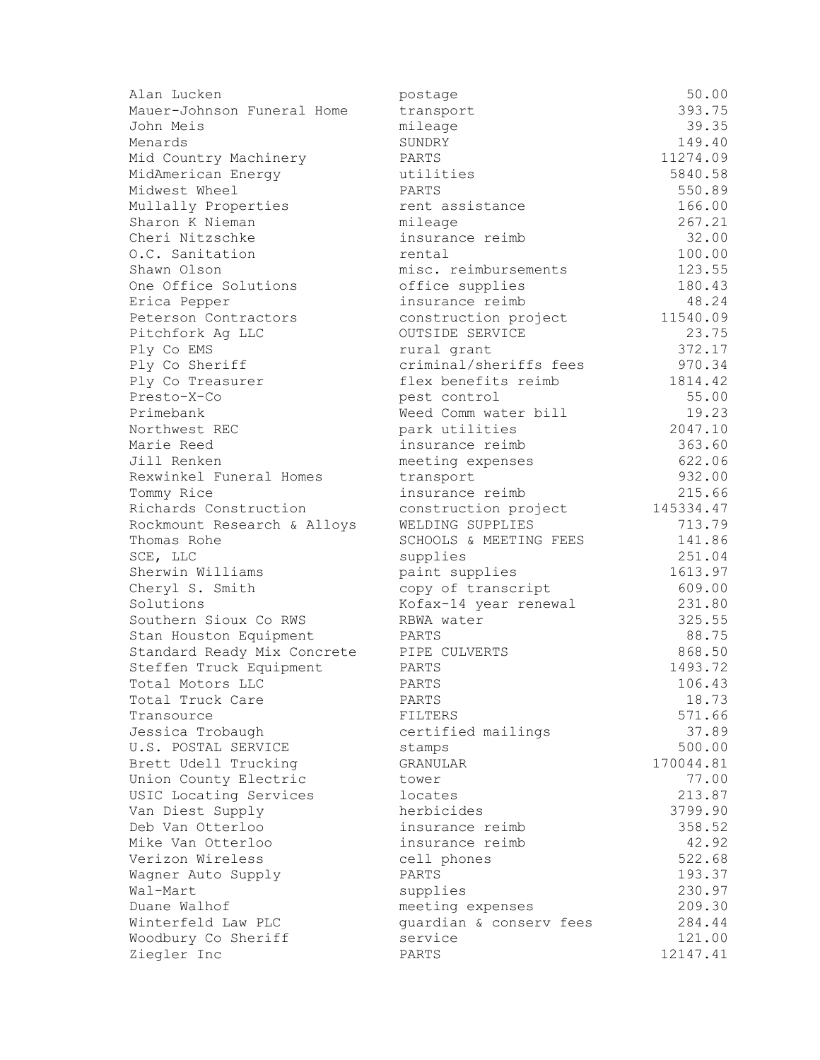| | | |
|---|---|---|
| Alan Lucken | postage | 50.00 |
| Mauer-Johnson Funeral Home | transport | 393.75 |
| John Meis | mileage | 39.35 |
| Menards | SUNDRY | 149.40 |
| Mid Country Machinery | PARTS | 11274.09 |
| MidAmerican Energy | utilities | 5840.58 |
| Midwest Wheel | PARTS | 550.89 |
| Mullally Properties | rent assistance | 166.00 |
| Sharon K Nieman | mileage | 267.21 |
| Cheri Nitzschke | insurance reimb | 32.00 |
| O.C. Sanitation | rental | 100.00 |
| Shawn Olson | misc. reimbursements | 123.55 |
| One Office Solutions | office supplies | 180.43 |
| Erica Pepper | insurance reimb | 48.24 |
| Peterson Contractors | construction project | 11540.09 |
| Pitchfork Ag LLC | OUTSIDE SERVICE | 23.75 |
| Ply Co EMS | rural grant | 372.17 |
| Ply Co Sheriff | criminal/sheriffs fees | 970.34 |
| Ply Co Treasurer | flex benefits reimb | 1814.42 |
| Presto-X-Co | pest control | 55.00 |
| Primebank | Weed Comm water bill | 19.23 |
| Northwest REC | park utilities | 2047.10 |
| Marie Reed | insurance reimb | 363.60 |
| Jill Renken | meeting expenses | 622.06 |
| Rexwinkel Funeral Homes | transport | 932.00 |
| Tommy Rice | insurance reimb | 215.66 |
| Richards Construction | construction project | 145334.47 |
| Rockmount Research & Alloys | WELDING SUPPLIES | 713.79 |
| Thomas Rohe | SCHOOLS & MEETING FEES | 141.86 |
| SCE, LLC | supplies | 251.04 |
| Sherwin Williams | paint supplies | 1613.97 |
| Cheryl S. Smith | copy of transcript | 609.00 |
| Solutions | Kofax-14 year renewal | 231.80 |
| Southern Sioux Co RWS | RBWA water | 325.55 |
| Stan Houston Equipment | PARTS | 88.75 |
| Standard Ready Mix Concrete | PIPE CULVERTS | 868.50 |
| Steffen Truck Equipment | PARTS | 1493.72 |
| Total Motors LLC | PARTS | 106.43 |
| Total Truck Care | PARTS | 18.73 |
| Transource | FILTERS | 571.66 |
| Jessica Trobaugh | certified mailings | 37.89 |
| U.S. POSTAL SERVICE | stamps | 500.00 |
| Brett Udell Trucking | GRANULAR | 170044.81 |
| Union County Electric | tower | 77.00 |
| USIC Locating Services | locates | 213.87 |
| Van Diest Supply | herbicides | 3799.90 |
| Deb Van Otterloo | insurance reimb | 358.52 |
| Mike Van Otterloo | insurance reimb | 42.92 |
| Verizon Wireless | cell phones | 522.68 |
| Wagner Auto Supply | PARTS | 193.37 |
| Wal-Mart | supplies | 230.97 |
| Duane Walhof | meeting expenses | 209.30 |
| Winterfeld Law PLC | guardian & conserv fees | 284.44 |
| Woodbury Co Sheriff | service | 121.00 |
| Ziegler Inc | PARTS | 12147.41 |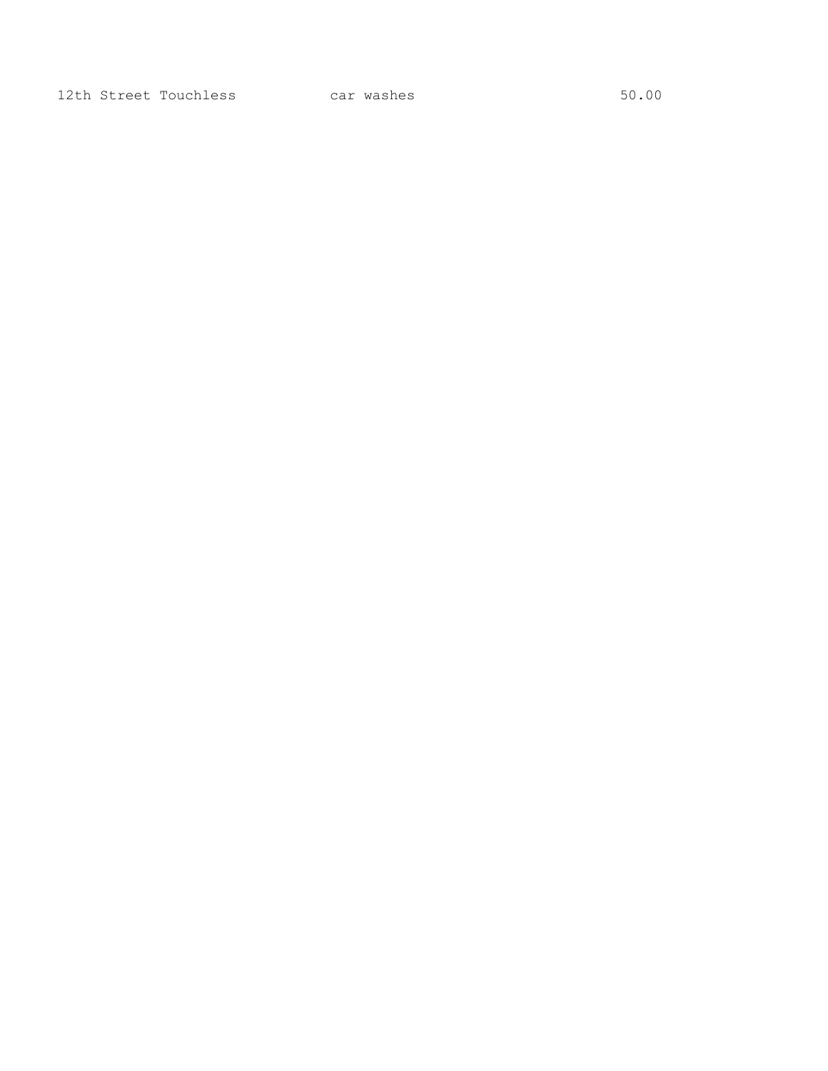| | | |
|---|---|---|
| 12th Street Touchless | car washes | 50.00 |